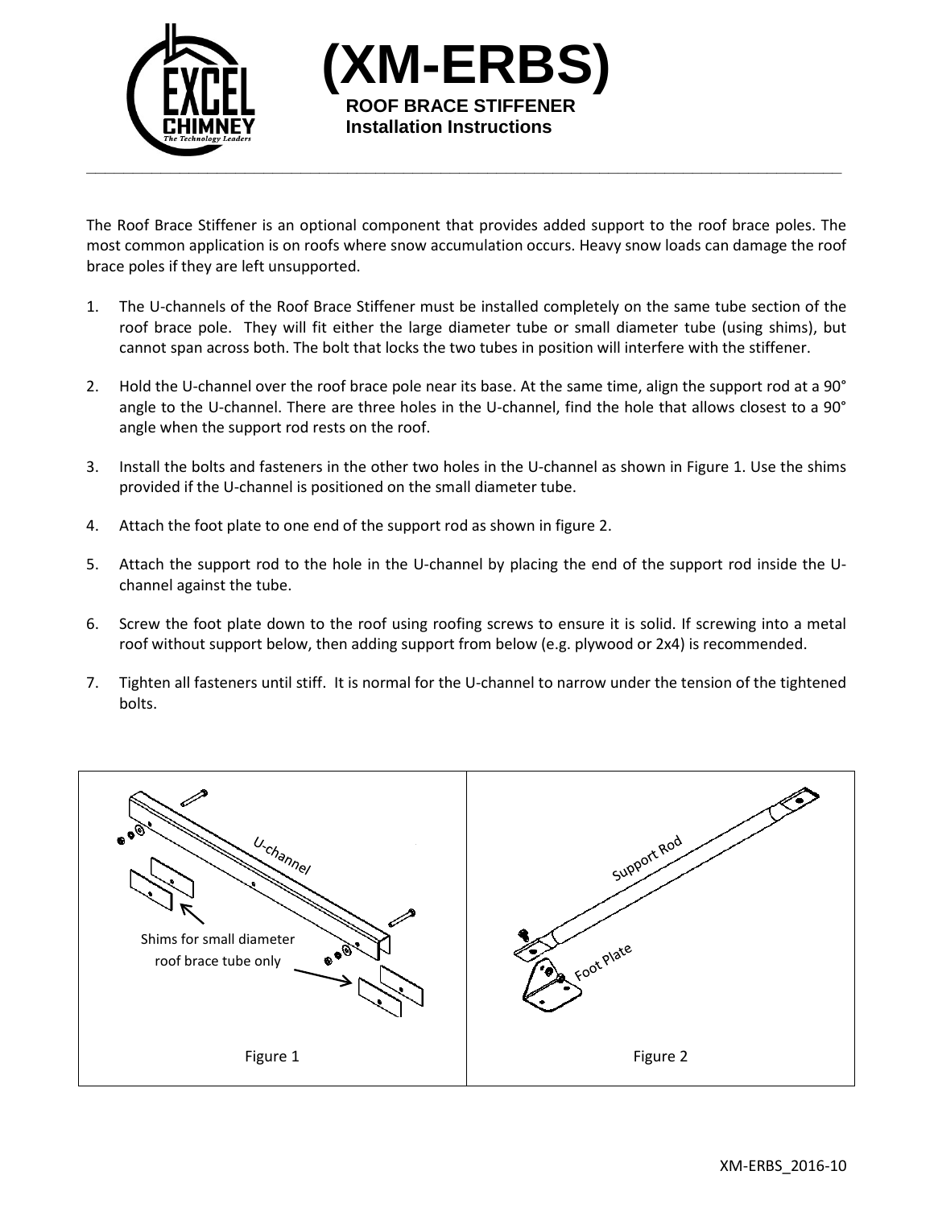# (XM-ERBS)

**ROOF BRACE STIFFENER**
**Installation Instructions**

The Roof Brace Stiffener is an optional component that provides added support to the roof brace poles. The most common application is on roofs where snow accumulation occurs. Heavy snow loads can damage the roof brace poles if they are left unsupported.

1. The U-channels of the Roof Brace Stiffener must be installed completely on the same tube section of the roof brace pole. They will fit either the large diameter tube or small diameter tube (using shims), but cannot span across both. The bolt that locks the two tubes in position will interfere with the stiffener.
2. Hold the U-channel over the roof brace pole near its base. At the same time, align the support rod at a 90° angle to the U-channel. There are three holes in the U-channel, find the hole that allows closest to a 90° angle when the support rod rests on the roof.
3. Install the bolts and fasteners in the other two holes in the U-channel as shown in Figure 1. Use the shims provided if the U-channel is positioned on the small diameter tube.
4. Attach the foot plate to one end of the support rod as shown in figure 2.
5. Attach the support rod to the hole in the U-channel by placing the end of the support rod inside the U-channel against the tube.
6. Screw the foot plate down to the roof using roofing screws to ensure it is solid. If screwing into a metal roof without support below, then adding support from below (e.g. plywood or 2x4) is recommended.
7. Tighten all fasteners until stiff. It is normal for the U-channel to narrow under the tension of the tightened bolts.

U-channel

Shims for small diameter roof brace tube only

Figure 1

Support Rod

Foot Plate

Figure 2

XM-ERBS_2016-10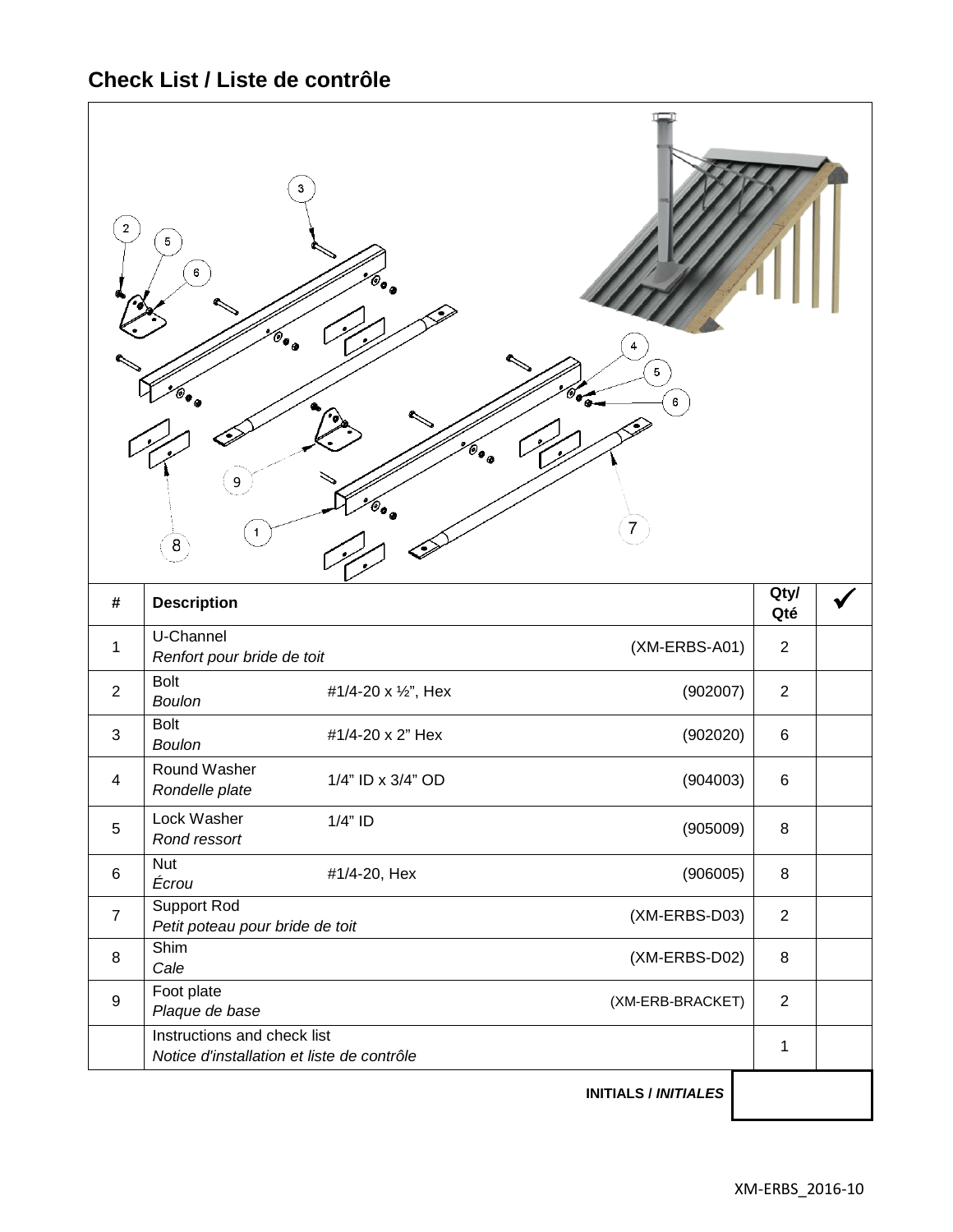## Check List / Liste de contrôle

1
2
3
4
5
6
7
8
9

| # | Description | | | Qty/ Qté | ✓ |
|---|---|---|---|---|---|
| 1 | U-Channel<br>*Renfort pour bride de toit* | | (XM-ERBS-A01) | 2 | |
| 2 | Bolt<br>*Boulon* | #1/4-20 x ½", Hex | (902007) | 2 | |
| 3 | Bolt<br>*Boulon* | #1/4-20 x 2" Hex | (902020) | 6 | |
| 4 | Round Washer<br>*Rondelle plate* | 1/4" ID x 3/4" OD | (904003) | 6 | |
| 5 | Lock Washer<br>*Rond ressort* | 1/4" ID | (905009) | 8 | |
| 6 | Nut<br>*Écrou* | #1/4-20, Hex | (906005) | 8 | |
| 7 | Support Rod<br>*Petit poteau pour bride de toit* | | (XM-ERBS-D03) | 2 | |
| 8 | Shim<br>*Cale* | | (XM-ERBS-D02) | 8 | |
| 9 | Foot plate<br>*Plaque de base* | | (XM-ERB-BRACKET) | 2 | |
| | Instructions and check list<br>*Notice d'installation et liste de contrôle* | | | 1 | |

**INITIALS / *INITIALES***

XM-ERBS_2016-10